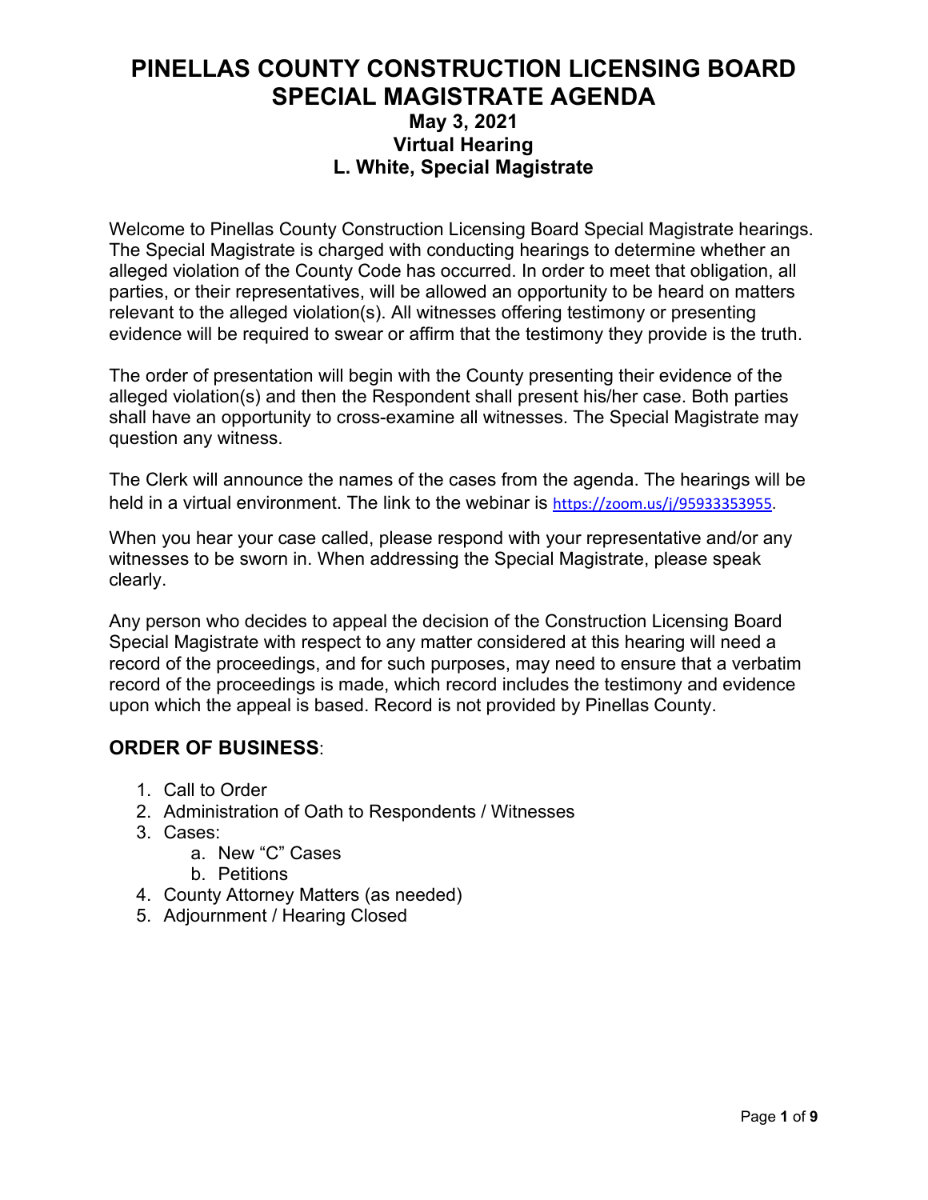# PINELLAS COUNTY CONSTRUCTION LICENSING BOARD SPECIAL MAGISTRATE AGENDA

### May 3, 2021
### Virtual Hearing
### L. White, Special Magistrate

Welcome to Pinellas County Construction Licensing Board Special Magistrate hearings. The Special Magistrate is charged with conducting hearings to determine whether an alleged violation of the County Code has occurred. In order to meet that obligation, all parties, or their representatives, will be allowed an opportunity to be heard on matters relevant to the alleged violation(s). All witnesses offering testimony or presenting evidence will be required to swear or affirm that the testimony they provide is the truth.

The order of presentation will begin with the County presenting their evidence of the alleged violation(s) and then the Respondent shall present his/her case. Both parties shall have an opportunity to cross-examine all witnesses. The Special Magistrate may question any witness.

The Clerk will announce the names of the cases from the agenda. The hearings will be held in a virtual environment. The link to the webinar is https://zoom.us/j/95933353955.

When you hear your case called, please respond with your representative and/or any witnesses to be sworn in. When addressing the Special Magistrate, please speak clearly.

Any person who decides to appeal the decision of the Construction Licensing Board Special Magistrate with respect to any matter considered at this hearing will need a record of the proceedings, and for such purposes, may need to ensure that a verbatim record of the proceedings is made, which record includes the testimony and evidence upon which the appeal is based. Record is not provided by Pinellas County.

## ORDER OF BUSINESS:

1. Call to Order
2. Administration of Oath to Respondents / Witnesses
3. Cases:
   a. New "C" Cases
   b. Petitions
4. County Attorney Matters (as needed)
5. Adjournment / Hearing Closed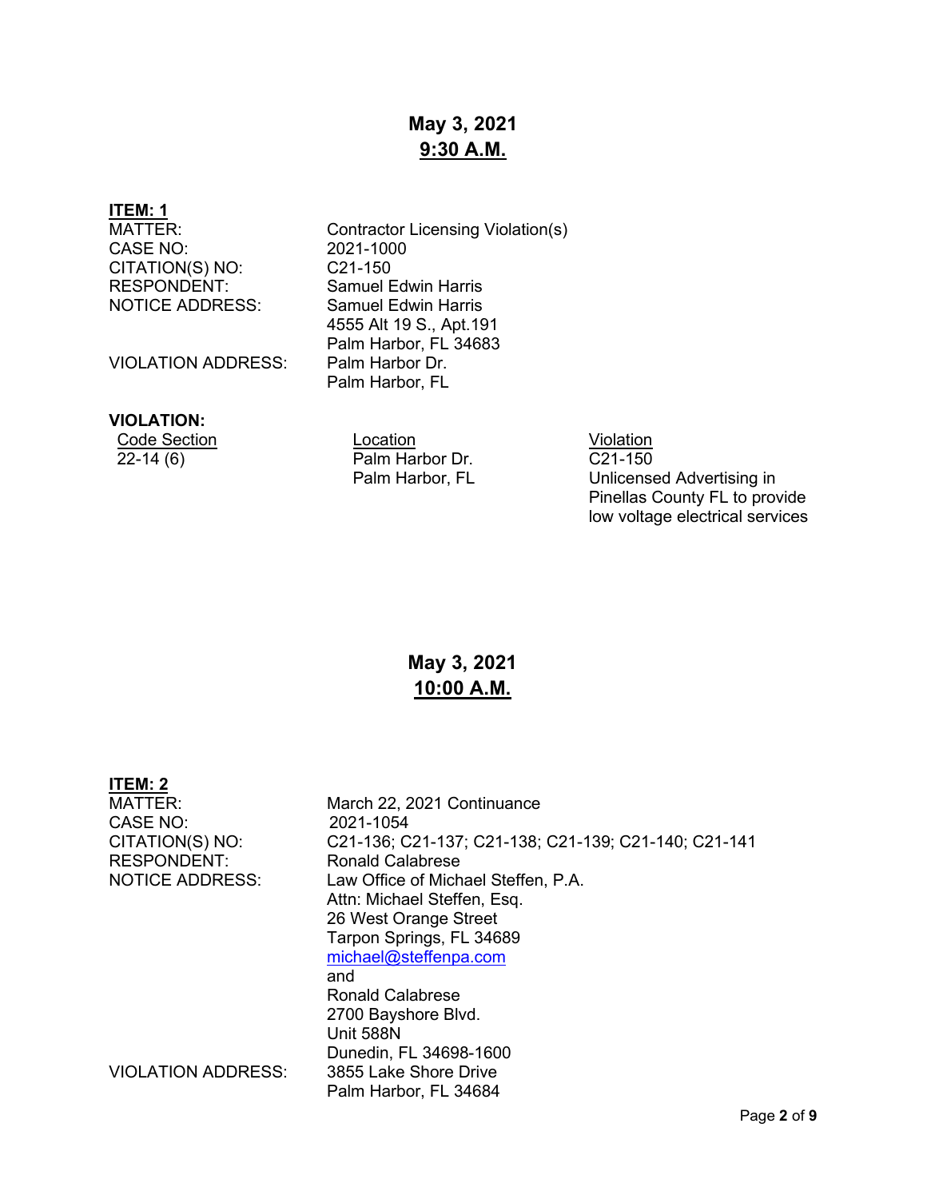## May 3, 2021
## 9:30 A.M.

**ITEM: 1**

| | |
|---|---|
| MATTER: | Contractor Licensing Violation(s) |
| CASE NO: | 2021-1000 |
| CITATION(S) NO: | C21-150 |
| RESPONDENT: | Samuel Edwin Harris |
| NOTICE ADDRESS: | Samuel Edwin Harris<br>4555 Alt 19 S., Apt.191<br>Palm Harbor, FL 34683 |
| VIOLATION ADDRESS: | Palm Harbor Dr.<br>Palm Harbor, FL |

**VIOLATION:**

| Code Section | Location | Violation |
|---|---|---|
| 22-14 (6) | Palm Harbor Dr.<br>Palm Harbor, FL | C21-150<br>Unlicensed Advertising in Pinellas County FL to provide low voltage electrical services |

## May 3, 2021
## 10:00 A.M.

**ITEM: 2**

| | |
|---|---|
| MATTER: | March 22, 2021 Continuance |
| CASE NO: | 2021-1054 |
| CITATION(S) NO: | C21-136; C21-137; C21-138; C21-139; C21-140; C21-141 |
| RESPONDENT: | Ronald Calabrese |
| NOTICE ADDRESS: | Law Office of Michael Steffen, P.A.<br>Attn: Michael Steffen, Esq.<br>26 West Orange Street<br>Tarpon Springs, FL 34689<br>michael@steffenpa.com<br>and<br>Ronald Calabrese<br>2700 Bayshore Blvd.<br>Unit 588N<br>Dunedin, FL 34698-1600 |
| VIOLATION ADDRESS: | 3855 Lake Shore Drive<br>Palm Harbor, FL 34684 |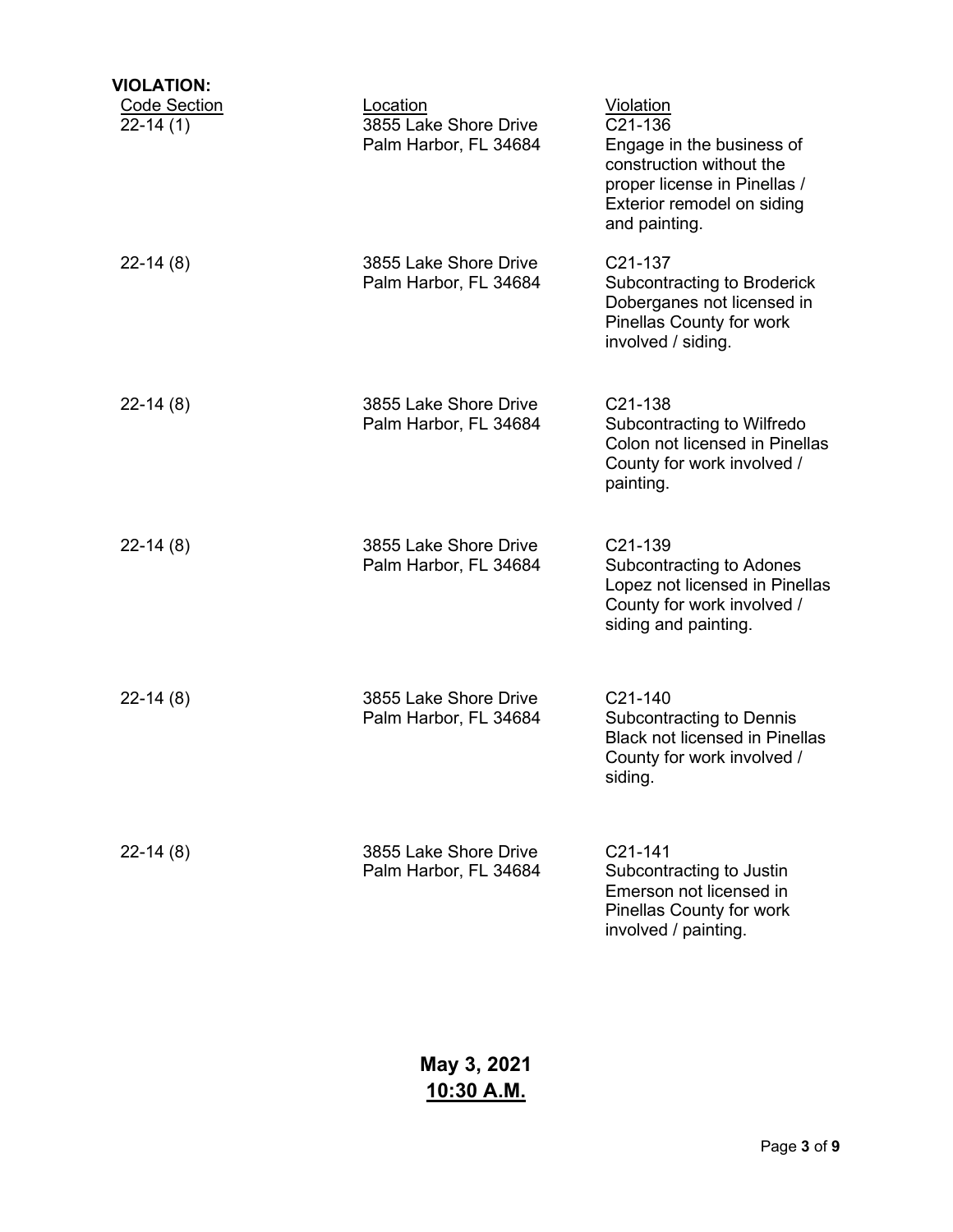**VIOLATION:**

| Code Section | Location | Violation |
|---|---|---|
| 22-14 (1) | 3855 Lake Shore Drive Palm Harbor, FL 34684 | C21-136 Engage in the business of construction without the proper license in Pinellas / Exterior remodel on siding and painting. |
| 22-14 (8) | 3855 Lake Shore Drive Palm Harbor, FL 34684 | C21-137 Subcontracting to Broderick Doberganes not licensed in Pinellas County for work involved / siding. |
| 22-14 (8) | 3855 Lake Shore Drive Palm Harbor, FL 34684 | C21-138 Subcontracting to Wilfredo Colon not licensed in Pinellas County for work involved / painting. |
| 22-14 (8) | 3855 Lake Shore Drive Palm Harbor, FL 34684 | C21-139 Subcontracting to Adones Lopez not licensed in Pinellas County for work involved / siding and painting. |
| 22-14 (8) | 3855 Lake Shore Drive Palm Harbor, FL 34684 | C21-140 Subcontracting to Dennis Black not licensed in Pinellas County for work involved / siding. |
| 22-14 (8) | 3855 Lake Shore Drive Palm Harbor, FL 34684 | C21-141 Subcontracting to Justin Emerson not licensed in Pinellas County for work involved / painting. |

**May 3, 2021**

**10:30 A.M.**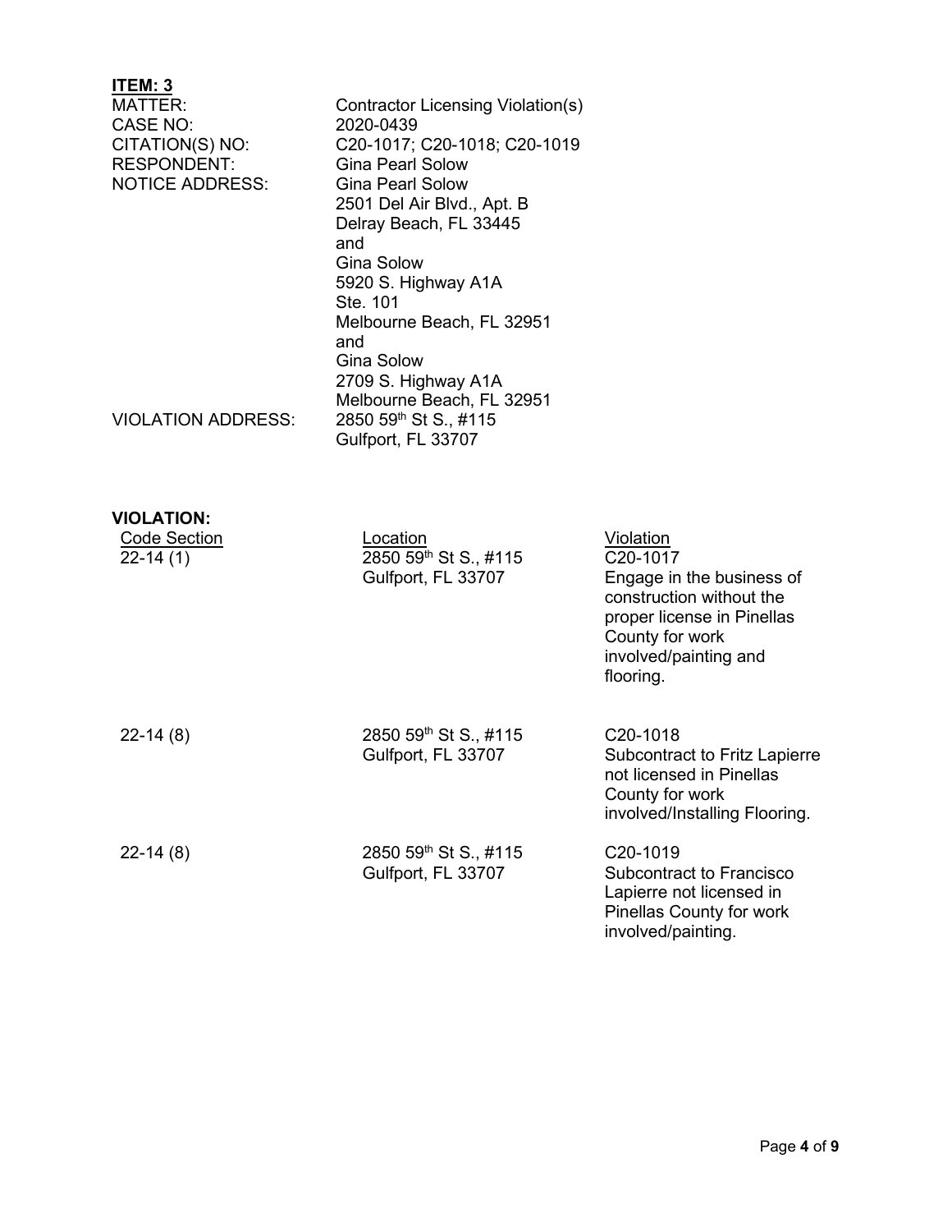**ITEM: 3**

| | |
|---|---|
| MATTER: | Contractor Licensing Violation(s) |
| CASE NO: | 2020-0439 |
| CITATION(S) NO: | C20-1017; C20-1018; C20-1019 |
| RESPONDENT: | Gina Pearl Solow |
| NOTICE ADDRESS: | Gina Pearl Solow<br>2501 Del Air Blvd., Apt. B<br>Delray Beach, FL 33445<br>and<br>Gina Solow<br>5920 S. Highway A1A<br>Ste. 101<br>Melbourne Beach, FL 32951<br>and<br>Gina Solow<br>2709 S. Highway A1A<br>Melbourne Beach, FL 32951 |
| VIOLATION ADDRESS: | 2850 59th St S., #115<br>Gulfport, FL 33707 |

**VIOLATION:**

| Code Section | Location | Violation |
|---|---|---|
| 22-14 (1) | 2850 59th St S., #115<br>Gulfport, FL 33707 | C20-1017<br>Engage in the business of construction without the proper license in Pinellas County for work involved/painting and flooring. |
| 22-14 (8) | 2850 59th St S., #115<br>Gulfport, FL 33707 | C20-1018<br>Subcontract to Fritz Lapierre not licensed in Pinellas County for work involved/Installing Flooring. |
| 22-14 (8) | 2850 59th St S., #115<br>Gulfport, FL 33707 | C20-1019<br>Subcontract to Francisco Lapierre not licensed in Pinellas County for work involved/painting. |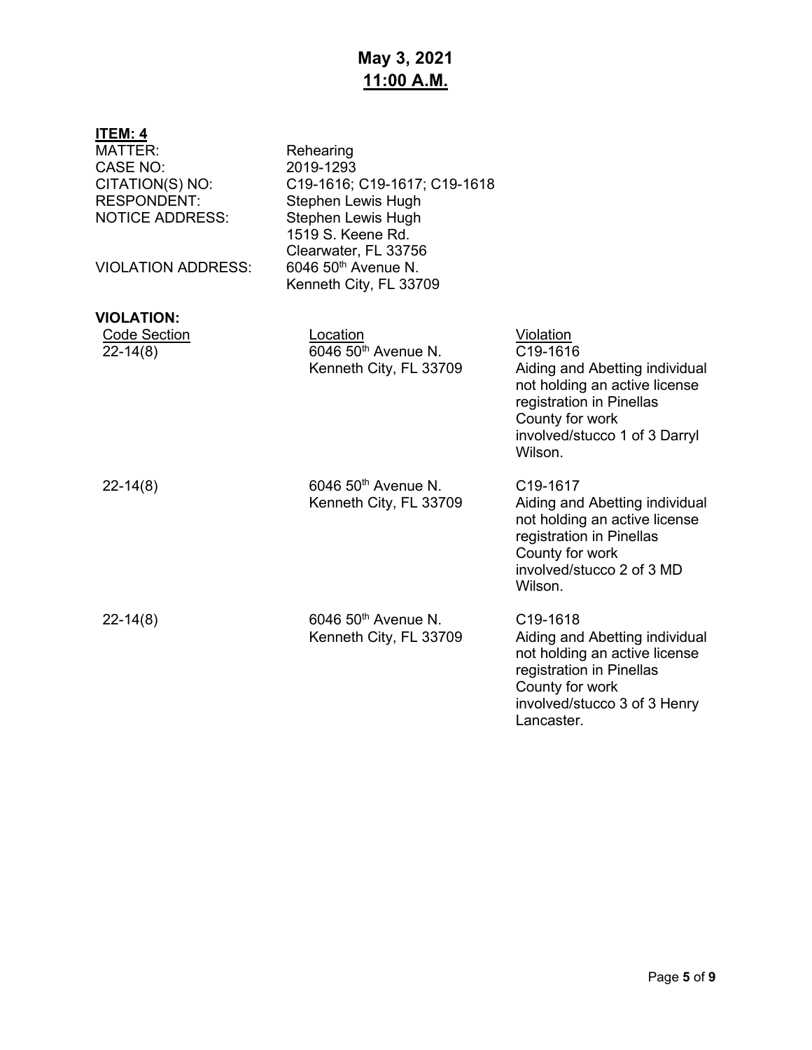# May 3, 2021
## 11:00 A.M.

**ITEM: 4**

MATTER: Rehearing
CASE NO: 2019-1293
CITATION(S) NO: C19-1616; C19-1617; C19-1618
RESPONDENT: Stephen Lewis Hugh
NOTICE ADDRESS: Stephen Lewis Hugh
1519 S. Keene Rd.
Clearwater, FL 33756
VIOLATION ADDRESS: 6046 50th Avenue N.
Kenneth City, FL 33709

**VIOLATION:**

| Code Section | Location | Violation |
|---|---|---|
| 22-14(8) | 6046 50th Avenue N. Kenneth City, FL 33709 | C19-1616 Aiding and Abetting individual not holding an active license registration in Pinellas County for work involved/stucco 1 of 3 Darryl Wilson. |
| 22-14(8) | 6046 50th Avenue N. Kenneth City, FL 33709 | C19-1617 Aiding and Abetting individual not holding an active license registration in Pinellas County for work involved/stucco 2 of 3 MD Wilson. |
| 22-14(8) | 6046 50th Avenue N. Kenneth City, FL 33709 | C19-1618 Aiding and Abetting individual not holding an active license registration in Pinellas County for work involved/stucco 3 of 3 Henry Lancaster. |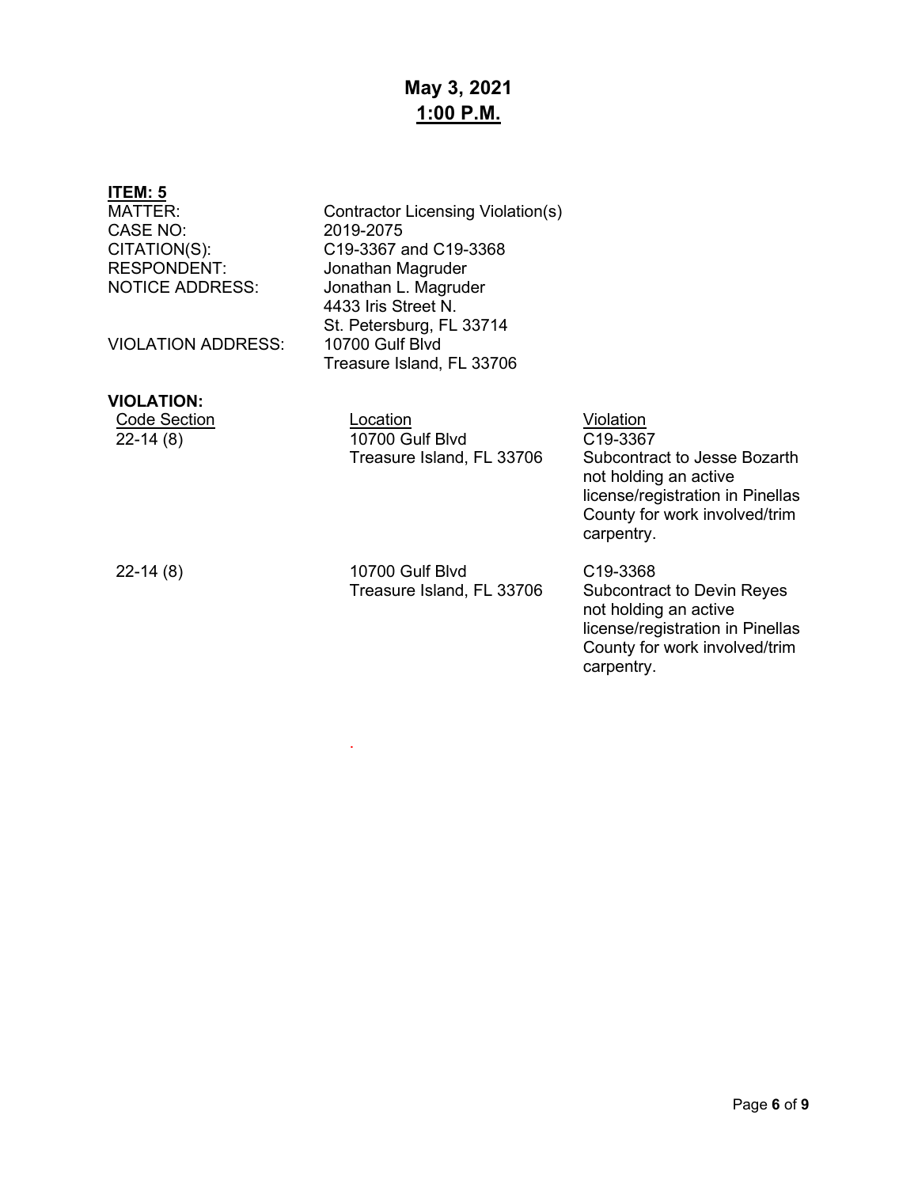**May 3, 2021**
**1:00 P.M.**

**ITEM: 5**

MATTER: Contractor Licensing Violation(s)
CASE NO: 2019-2075
CITATION(S): C19-3367 and C19-3368
RESPONDENT: Jonathan Magruder
NOTICE ADDRESS: Jonathan L. Magruder
4433 Iris Street N.
St. Petersburg, FL 33714
VIOLATION ADDRESS: 10700 Gulf Blvd
Treasure Island, FL 33706

**VIOLATION:**

| Code Section | Location | Violation |
|---|---|---|
| 22-14 (8) | 10700 Gulf Blvd Treasure Island, FL 33706 | C19-3367 Subcontract to Jesse Bozarth not holding an active license/registration in Pinellas County for work involved/trim carpentry. |
| 22-14 (8) | 10700 Gulf Blvd Treasure Island, FL 33706 | C19-3368 Subcontract to Devin Reyes not holding an active license/registration in Pinellas County for work involved/trim carpentry. |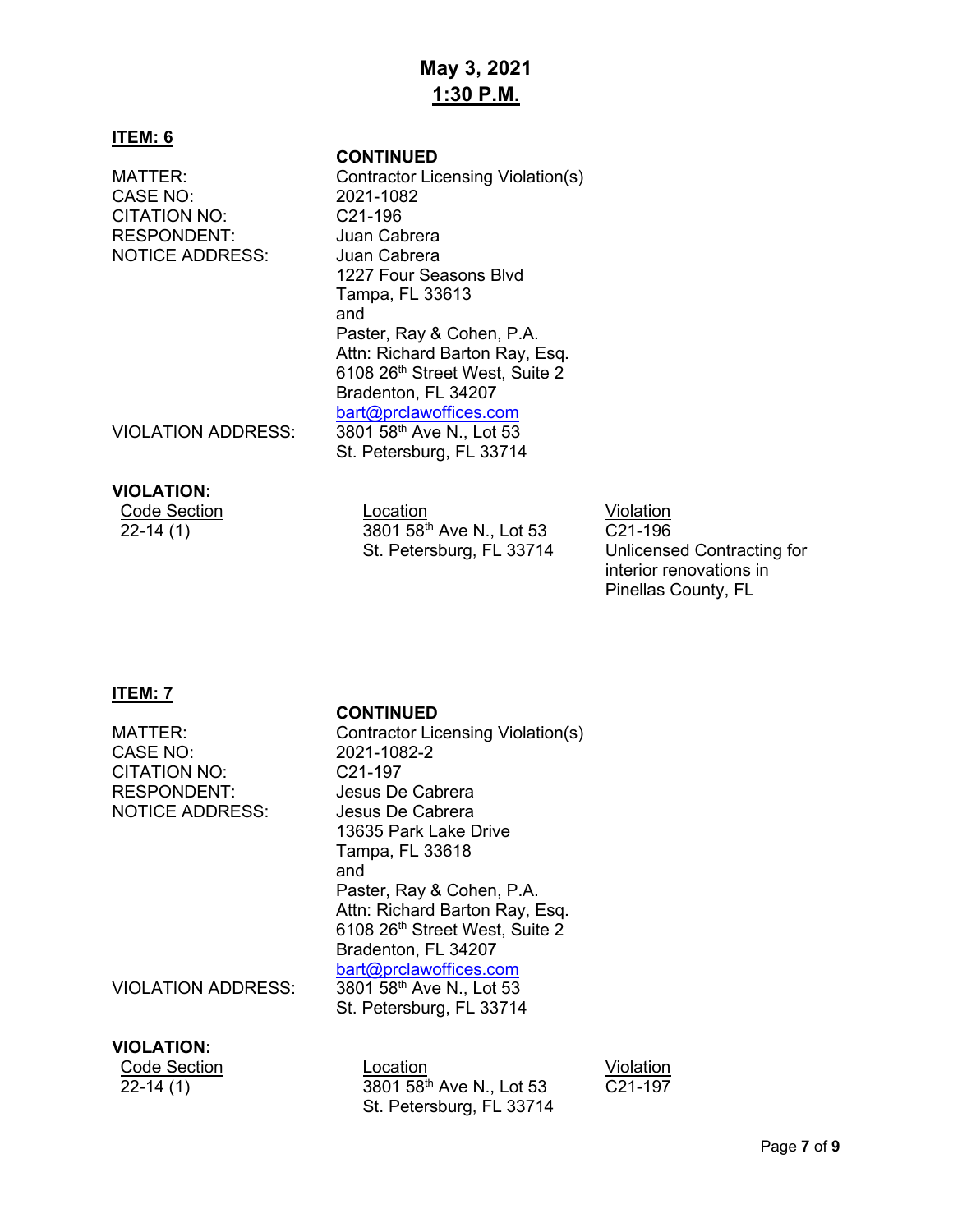**May 3, 2021**
**1:30 P.M.**

**ITEM: 6**

**CONTINUED**

MATTER: Contractor Licensing Violation(s)
CASE NO: 2021-1082
CITATION NO: C21-196
RESPONDENT: Juan Cabrera
NOTICE ADDRESS: Juan Cabrera
1227 Four Seasons Blvd
Tampa, FL 33613
and
Paster, Ray & Cohen, P.A.
Attn: Richard Barton Ray, Esq.
6108 26th Street West, Suite 2
Bradenton, FL 34207
bart@prclawoffices.com
VIOLATION ADDRESS: 3801 58th Ave N., Lot 53
St. Petersburg, FL 33714

**VIOLATION:**

| Code Section | Location | Violation |
| --- | --- | --- |
| 22-14 (1) | 3801 58th Ave N., Lot 53 St. Petersburg, FL 33714 | C21-196 Unlicensed Contracting for interior renovations in Pinellas County, FL |

**ITEM: 7**

**CONTINUED**

MATTER: Contractor Licensing Violation(s)
CASE NO: 2021-1082-2
CITATION NO: C21-197
RESPONDENT: Jesus De Cabrera
NOTICE ADDRESS: Jesus De Cabrera
13635 Park Lake Drive
Tampa, FL 33618
and
Paster, Ray & Cohen, P.A.
Attn: Richard Barton Ray, Esq.
6108 26th Street West, Suite 2
Bradenton, FL 34207
bart@prclawoffices.com
VIOLATION ADDRESS: 3801 58th Ave N., Lot 53
St. Petersburg, FL 33714

**VIOLATION:**

| Code Section | Location | Violation |
| --- | --- | --- |
| 22-14 (1) | 3801 58th Ave N., Lot 53 St. Petersburg, FL 33714 | C21-197 |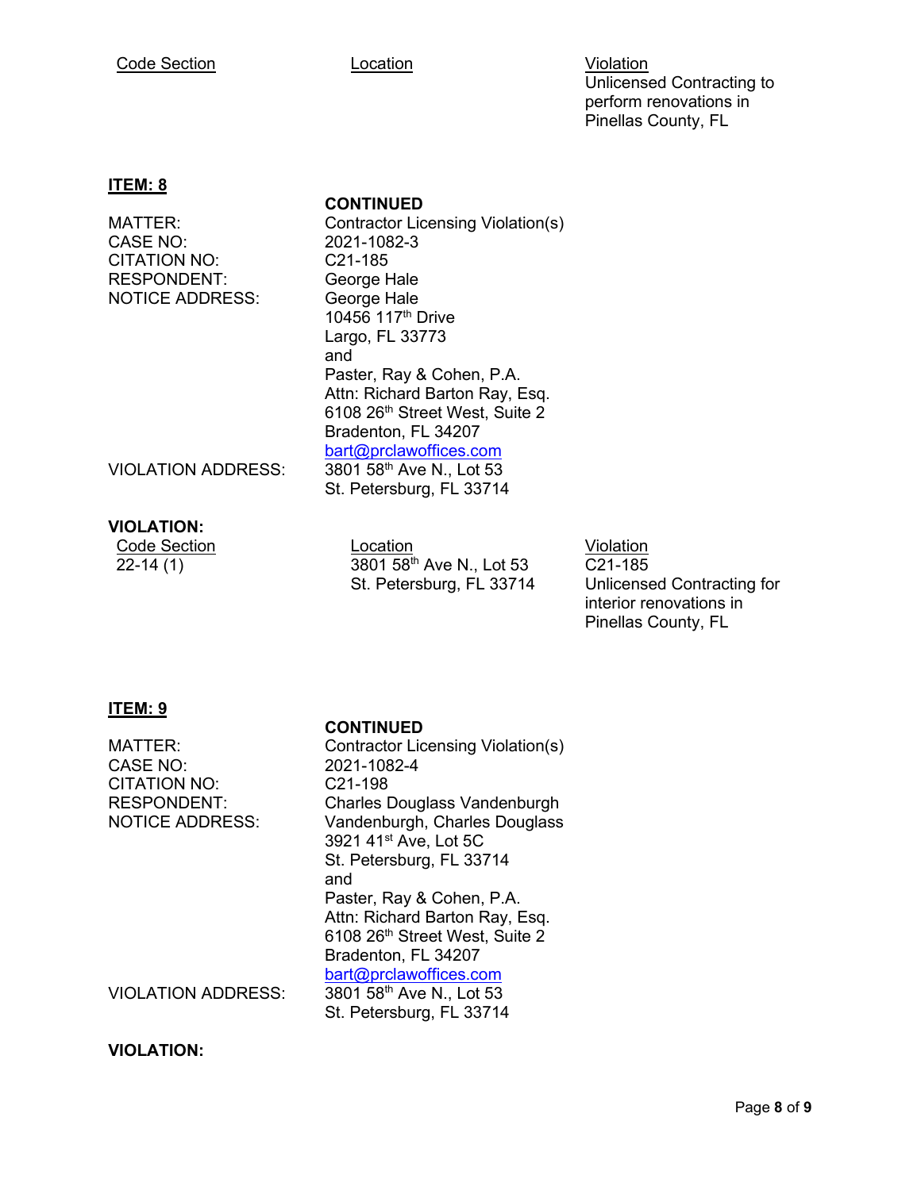| Code Section | Location | Violation |
|---|---|---|
| | | Unlicensed Contracting to perform renovations in Pinellas County, FL |

**ITEM: 8**

**CONTINUED**

MATTER: Contractor Licensing Violation(s)
CASE NO: 2021-1082-3
CITATION NO: C21-185
RESPONDENT: George Hale
NOTICE ADDRESS: George Hale
10456 117th Drive
Largo, FL 33773
and
Paster, Ray & Cohen, P.A.
Attn: Richard Barton Ray, Esq.
6108 26th Street West, Suite 2
Bradenton, FL 34207
bart@prclawoffices.com
VIOLATION ADDRESS: 3801 58th Ave N., Lot 53
St. Petersburg, FL 33714

**VIOLATION:**

| Code Section | Location | Violation |
|---|---|---|
| 22-14 (1) | 3801 58th Ave N., Lot 53 St. Petersburg, FL 33714 | C21-185 Unlicensed Contracting for interior renovations in Pinellas County, FL |

**ITEM: 9**

**CONTINUED**

MATTER: Contractor Licensing Violation(s)
CASE NO: 2021-1082-4
CITATION NO: C21-198
RESPONDENT: Charles Douglass Vandenburgh
NOTICE ADDRESS: Vandenburgh, Charles Douglass
3921 41st Ave, Lot 5C
St. Petersburg, FL 33714
and
Paster, Ray & Cohen, P.A.
Attn: Richard Barton Ray, Esq.
6108 26th Street West, Suite 2
Bradenton, FL 34207
bart@prclawoffices.com
VIOLATION ADDRESS: 3801 58th Ave N., Lot 53
St. Petersburg, FL 33714

**VIOLATION:**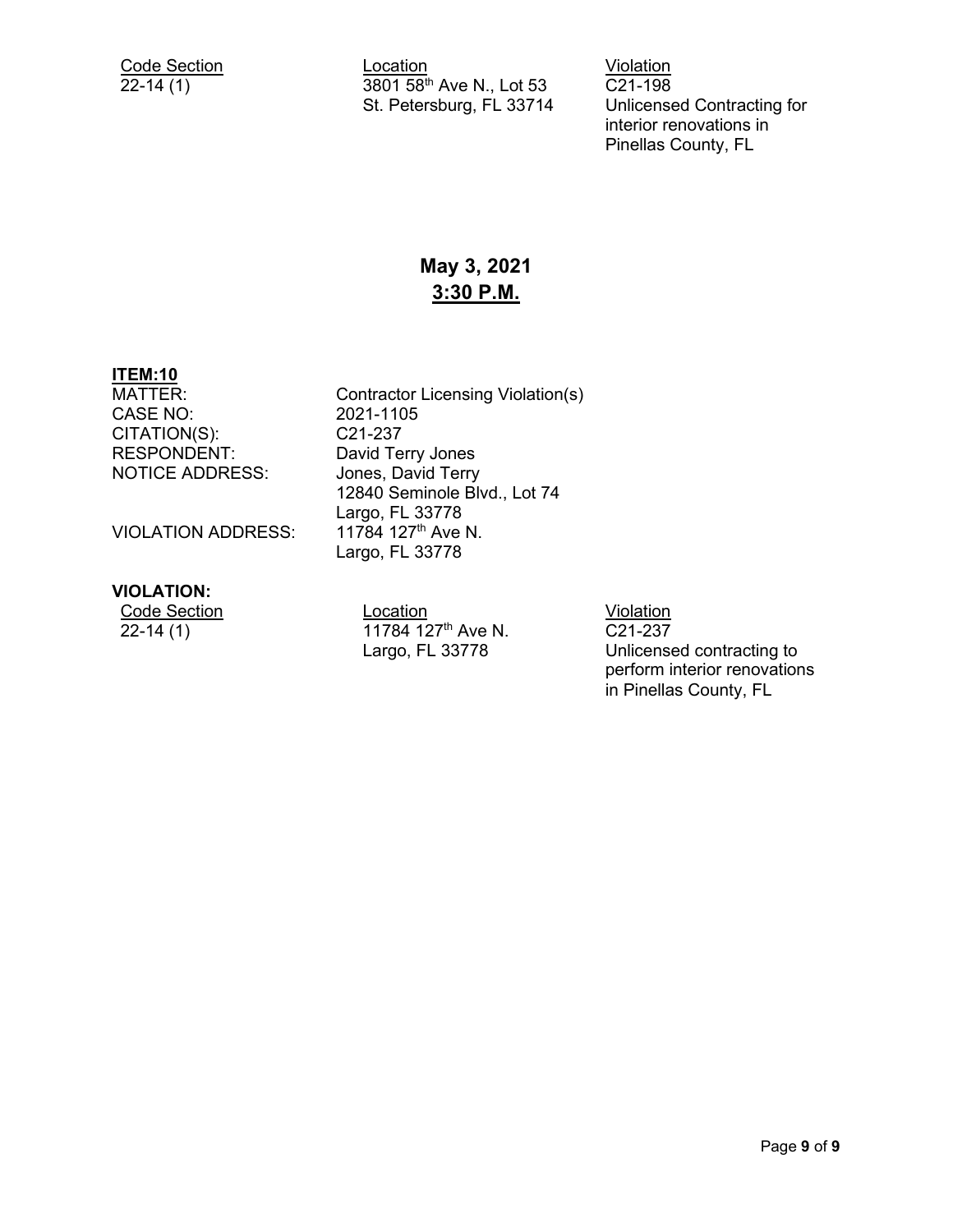| Code Section | Location | Violation |
| --- | --- | --- |
| 22-14 (1) | 3801 58th Ave N., Lot 53<br>St. Petersburg, FL 33714 | C21-198<br>Unlicensed Contracting for interior renovations in Pinellas County, FL |

## May 3, 2021
## 3:30 P.M.

**ITEM:10**

| | |
| --- | --- |
| MATTER: | Contractor Licensing Violation(s) |
| CASE NO: | 2021-1105 |
| CITATION(S): | C21-237 |
| RESPONDENT: | David Terry Jones |
| NOTICE ADDRESS: | Jones, David Terry<br>12840 Seminole Blvd., Lot 74<br>Largo, FL 33778 |
| VIOLATION ADDRESS: | 11784 127th Ave N.<br>Largo, FL 33778 |

**VIOLATION:**

| Code Section | Location | Violation |
| --- | --- | --- |
| 22-14 (1) | 11784 127th Ave N.<br>Largo, FL 33778 | C21-237<br>Unlicensed contracting to perform interior renovations in Pinellas County, FL |